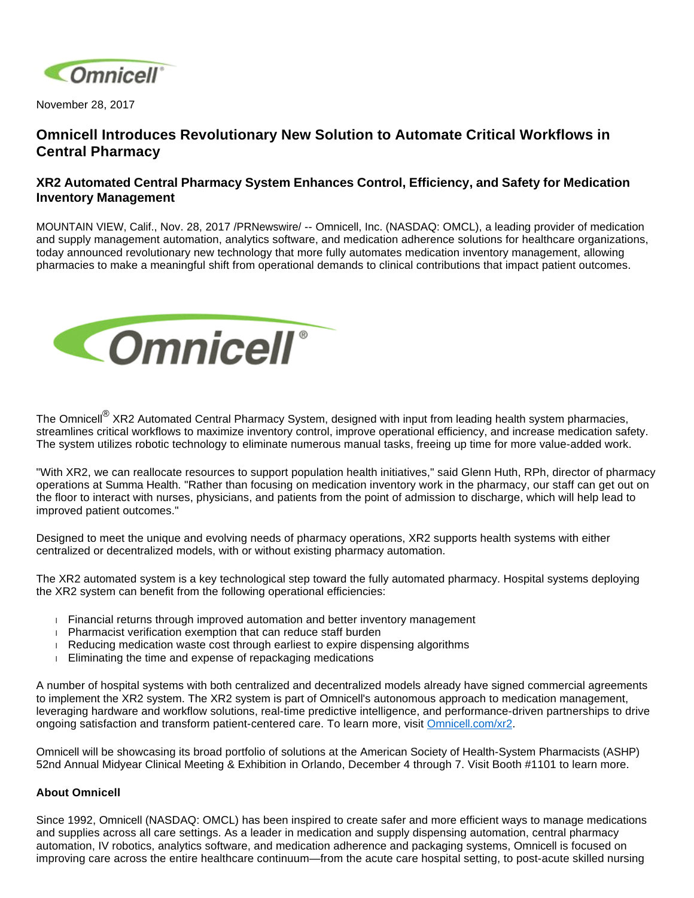November 28, 2017

# Omnicell Introduces Revolutionary New Solution to Automate Critical Workflows in Central Pharmacy

## XR2 Automated Central Pharmacy System Enhances Control, Efficiency, and Safety for Medication Inventory Management

MOUNTAIN VIEW, Calif., Nov. 28, 2017 /PRNewswire/ -- Omnicell, Inc. (NASDAQ: OMCL), a leading provider of medication and supply management automation, analytics software, and medication adherence solutions for healthcare organizations, today announced revolutionary new technology that more fully automates medication inventory management, allowing pharmacies to make a meaningful shift from operational demands to clinical contributions that impact patient outcomes.

The Omnicell® XR2 Automated Central Pharmacy System, designed with input from leading health system pharmacies, streamlines critical workflows to maximize inventory control, improve operational efficiency, and increase medication safety. The system utilizes robotic technology to eliminate numerous manual tasks, freeing up time for more value-added work.

"With XR2, we can reallocate resources to support population health initiatives," said Glenn Huth, RPh, director of pharmacy operations at Summa Health. "Rather than focusing on medication inventory work in the pharmacy, our staff can get out on the floor to interact with nurses, physicians, and patients from the point of admission to discharge, which will help lead to improved patient outcomes."

Designed to meet the unique and evolving needs of pharmacy operations, XR2 supports health systems with either centralized or decentralized models, with or without existing pharmacy automation.

The XR2 automated system is a key technological step toward the fully automated pharmacy. Hospital systems deploying the XR2 system can benefit from the following operational efficiencies:

- Financial returns through improved automation and better inventory management
- Pharmacist verification exemption that can reduce staff burden
- Reducing medication waste cost through earliest to expire dispensing algorithms
- Eliminating the time and expense of repackaging medications

A number of hospital systems with both centralized and decentralized models already have signed commercial agreements to implement the XR2 system. The XR2 system is part of Omnicell's autonomous approach to medication management, leveraging hardware and workflow solutions, real-time predictive intelligence, and performance-driven partnerships to drive ongoing satisfaction and transform patient-centered care. To learn more, visit [Omnicell.com/xr2](Omnicell.com/xr2).

Omnicell will be showcasing its broad portfolio of solutions at the American Society of Health-System Pharmacists (ASHP) 52nd Annual Midyear Clinical Meeting & Exhibition in Orlando, December 4 through 7. Visit Booth #1101 to learn more.

**About Omnicell**

Since 1992, Omnicell (NASDAQ: OMCL) has been inspired to create safer and more efficient ways to manage medications and supplies across all care settings. As a leader in medication and supply dispensing automation, central pharmacy automation, IV robotics, analytics software, and medication adherence and packaging systems, Omnicell is focused on improving care across the entire healthcare continuum—from the acute care hospital setting, to post-acute skilled nursing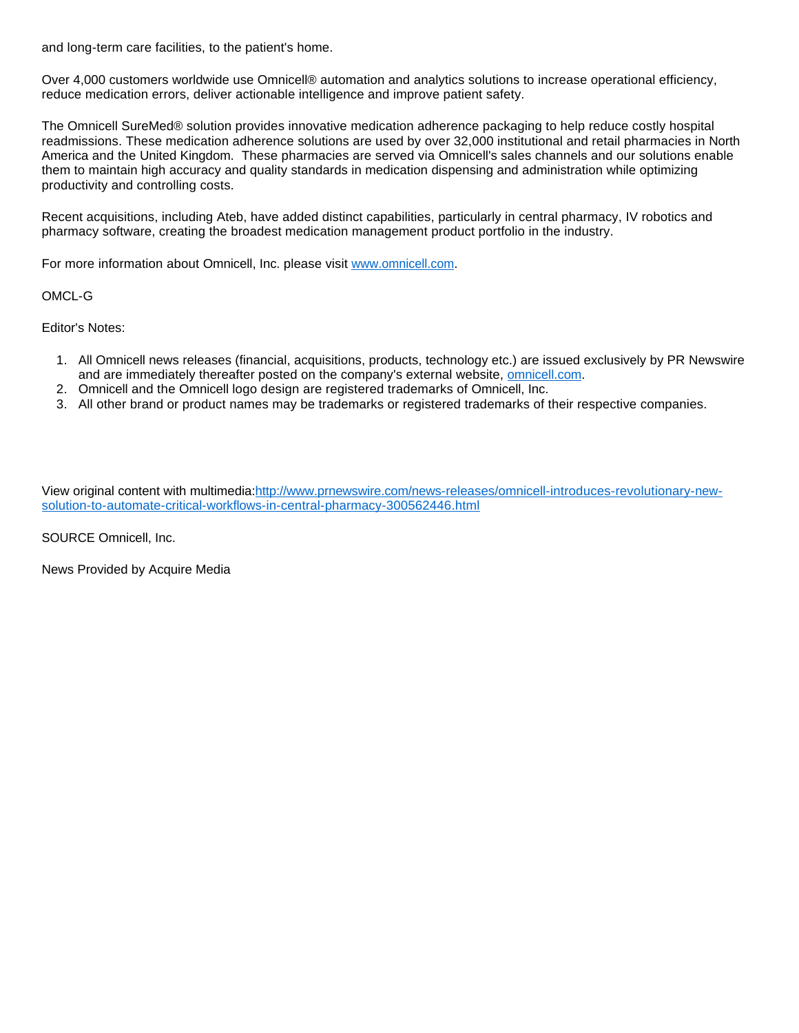and long-term care facilities, to the patient's home.

Over 4,000 customers worldwide use Omnicell® automation and analytics solutions to increase operational efficiency, reduce medication errors, deliver actionable intelligence and improve patient safety.

The Omnicell SureMed® solution provides innovative medication adherence packaging to help reduce costly hospital readmissions. These medication adherence solutions are used by over 32,000 institutional and retail pharmacies in North America and the United Kingdom. These pharmacies are served via Omnicell's sales channels and our solutions enable them to maintain high accuracy and quality standards in medication dispensing and administration while optimizing productivity and controlling costs.

Recent acquisitions, including Ateb, have added distinct capabilities, particularly in central pharmacy, IV robotics and pharmacy software, creating the broadest medication management product portfolio in the industry.

For more information about Omnicell, Inc. please visit [www.omnicell.com](http://www.omnicell.com).

OMCL-G

Editor's Notes:

1. All Omnicell news releases (financial, acquisitions, products, technology etc.) are issued exclusively by PR Newswire and are immediately thereafter posted on the company's external website, [omnicell.com](http://omnicell.com).
2. Omnicell and the Omnicell logo design are registered trademarks of Omnicell, Inc.
3. All other brand or product names may be trademarks or registered trademarks of their respective companies.

View original content with multimedia:[http://www.prnewswire.com/news-releases/omnicell-introduces-revolutionary-new-solution-to-automate-critical-workflows-in-central-pharmacy-300562446.html](http://www.prnewswire.com/news-releases/omnicell-introduces-revolutionary-new-solution-to-automate-critical-workflows-in-central-pharmacy-300562446.html)

SOURCE Omnicell, Inc.

News Provided by Acquire Media